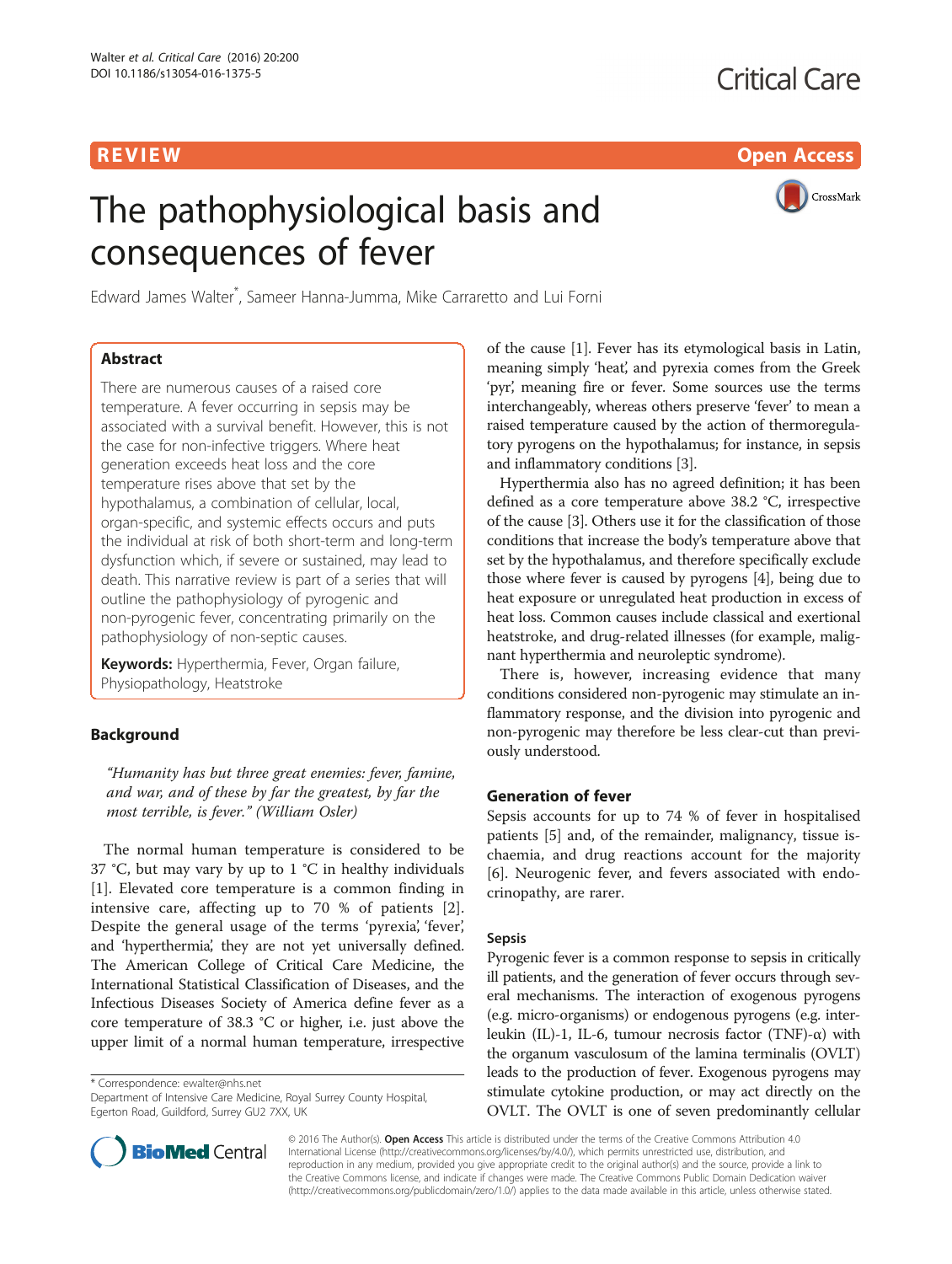REVIEW Open Access

# The pathophysiological basis and consequences of fever

Edward James Walter*, Sameer Hanna-Jumma, Mike Carraretto and Lui Forni

## Abstract

There are numerous causes of a raised core temperature. A fever occurring in sepsis may be associated with a survival benefit. However, this is not the case for non-infective triggers. Where heat generation exceeds heat loss and the core temperature rises above that set by the hypothalamus, a combination of cellular, local, organ-specific, and systemic effects occurs and puts the individual at risk of both short-term and long-term dysfunction which, if severe or sustained, may lead to death. This narrative review is part of a series that will outline the pathophysiology of pyrogenic and non-pyrogenic fever, concentrating primarily on the pathophysiology of non-septic causes.

**Keywords:** Hyperthermia, Fever, Organ failure, Physiopathology, Heatstroke

## Background

*"Humanity has but three great enemies: fever, famine, and war, and of these by far the greatest, by far the most terrible, is fever." (William Osler)*

The normal human temperature is considered to be 37 °C, but may vary by up to 1 °C in healthy individuals [1]. Elevated core temperature is a common finding in intensive care, affecting up to 70 % of patients [2]. Despite the general usage of the terms 'pyrexia', 'fever', and 'hyperthermia', they are not yet universally defined. The American College of Critical Care Medicine, the International Statistical Classification of Diseases, and the Infectious Diseases Society of America define fever as a core temperature of 38.3 °C or higher, i.e. just above the upper limit of a normal human temperature, irrespective of the cause [1]. Fever has its etymological basis in Latin, meaning simply 'heat', and pyrexia comes from the Greek 'pyr', meaning fire or fever. Some sources use the terms interchangeably, whereas others preserve 'fever' to mean a raised temperature caused by the action of thermoregulatory pyrogens on the hypothalamus; for instance, in sepsis and inflammatory conditions [3].

Hyperthermia also has no agreed definition; it has been defined as a core temperature above 38.2 °C, irrespective of the cause [3]. Others use it for the classification of those conditions that increase the body's temperature above that set by the hypothalamus, and therefore specifically exclude those where fever is caused by pyrogens [4], being due to heat exposure or unregulated heat production in excess of heat loss. Common causes include classical and exertional heatstroke, and drug-related illnesses (for example, malignant hyperthermia and neuroleptic syndrome).

There is, however, increasing evidence that many conditions considered non-pyrogenic may stimulate an inflammatory response, and the division into pyrogenic and non-pyrogenic may therefore be less clear-cut than previously understood.

## Generation of fever

Sepsis accounts for up to 74 % of fever in hospitalised patients [5] and, of the remainder, malignancy, tissue ischaemia, and drug reactions account for the majority [6]. Neurogenic fever, and fevers associated with endocrinopathy, are rarer.

### Sepsis

Pyrogenic fever is a common response to sepsis in critically ill patients, and the generation of fever occurs through several mechanisms. The interaction of exogenous pyrogens (e.g. micro-organisms) or endogenous pyrogens (e.g. interleukin (IL)-1, IL-6, tumour necrosis factor (TNF)-α) with the organum vasculosum of the lamina terminalis (OVLT) leads to the production of fever. Exogenous pyrogens may stimulate cytokine production, or may act directly on the OVLT. The OVLT is one of seven predominantly cellular

\* Correspondence: ewalter@nhs.net
Department of Intensive Care Medicine, Royal Surrey County Hospital, Egerton Road, Guildford, Surrey GU2 7XX, UK

© 2016 The Author(s). **Open Access** This article is distributed under the terms of the Creative Commons Attribution 4.0 International License (http://creativecommons.org/licenses/by/4.0/), which permits unrestricted use, distribution, and reproduction in any medium, provided you give appropriate credit to the original author(s) and the source, provide a link to the Creative Commons license, and indicate if changes were made. The Creative Commons Public Domain Dedication waiver (http://creativecommons.org/publicdomain/zero/1.0/) applies to the data made available in this article, unless otherwise stated.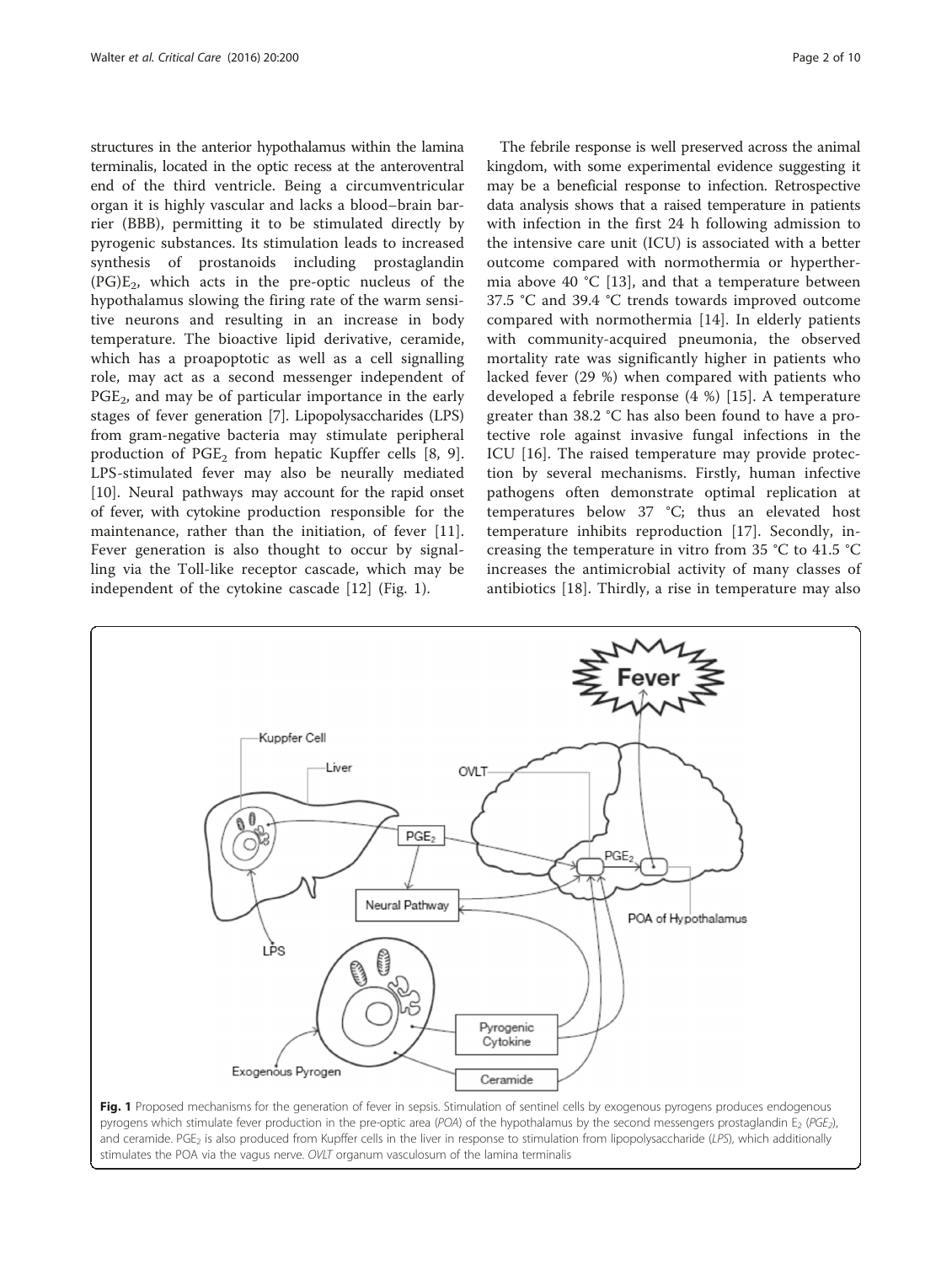structures in the anterior hypothalamus within the lamina terminalis, located in the optic recess at the anteroventral end of the third ventricle. Being a circumventricular organ it is highly vascular and lacks a blood–brain barrier (BBB), permitting it to be stimulated directly by pyrogenic substances. Its stimulation leads to increased synthesis of prostanoids including prostaglandin $(PG)E_2$, which acts in the pre-optic nucleus of the hypothalamus slowing the firing rate of the warm sensitive neurons and resulting in an increase in body temperature. The bioactive lipid derivative, ceramide, which has a proapoptotic as well as a cell signalling role, may act as a second messenger independent of $PGE_2$, and may be of particular importance in the early stages of fever generation [7]. Lipopolysaccharides (LPS) from gram-negative bacteria may stimulate peripheral production of $PGE_2$ from hepatic Kupffer cells [8, 9]. LPS-stimulated fever may also be neurally mediated [10]. Neural pathways may account for the rapid onset of fever, with cytokine production responsible for the maintenance, rather than the initiation, of fever [11]. Fever generation is also thought to occur by signalling via the Toll-like receptor cascade, which may be independent of the cytokine cascade [12] (Fig. 1).

The febrile response is well preserved across the animal kingdom, with some experimental evidence suggesting it may be a beneficial response to infection. Retrospective data analysis shows that a raised temperature in patients with infection in the first 24 h following admission to the intensive care unit (ICU) is associated with a better outcome compared with normothermia or hyperthermia above 40 °C [13], and that a temperature between 37.5 °C and 39.4 °C trends towards improved outcome compared with normothermia [14]. In elderly patients with community-acquired pneumonia, the observed mortality rate was significantly higher in patients who lacked fever (29 %) when compared with patients who developed a febrile response (4 %) [15]. A temperature greater than 38.2 °C has also been found to have a protective role against invasive fungal infections in the ICU [16]. The raised temperature may provide protection by several mechanisms. Firstly, human infective pathogens often demonstrate optimal replication at temperatures below 37 °C; thus an elevated host temperature inhibits reproduction [17]. Secondly, increasing the temperature in vitro from 35 °C to 41.5 °C increases the antimicrobial activity of many classes of antibiotics [18]. Thirdly, a rise in temperature may also

**Fig. 1** Proposed mechanisms for the generation of fever in sepsis. Stimulation of sentinel cells by exogenous pyrogens produces endogenous pyrogens which stimulate fever production in the pre-optic area (*POA*) of the hypothalamus by the second messengers prostaglandin $E_2$ (*$PGE_2$*), and ceramide. $PGE_2$ is also produced from Kupffer cells in the liver in response to stimulation from lipopolysaccharide (*LPS*), which additionally stimulates the POA via the vagus nerve. *OVLT* organum vasculosum of the lamina terminalis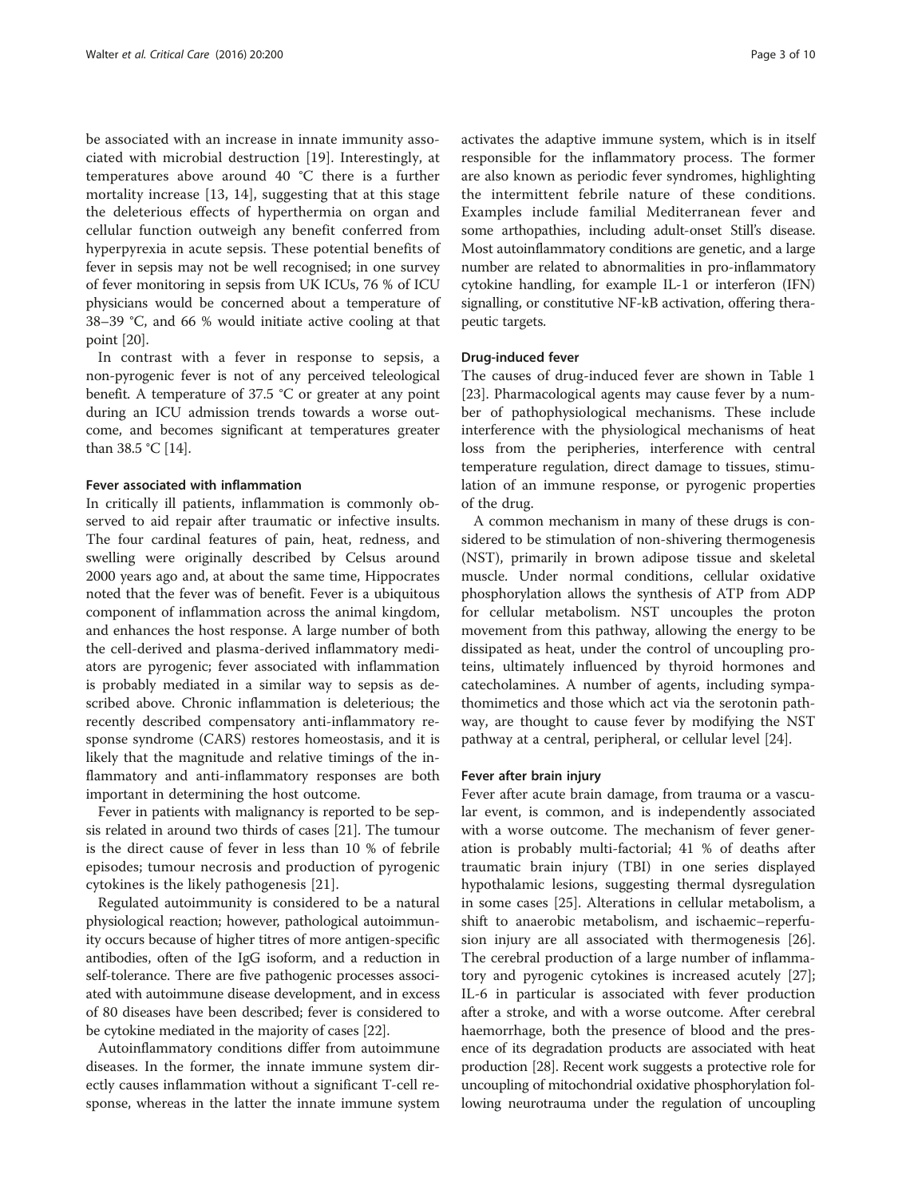be associated with an increase in innate immunity associated with microbial destruction [19]. Interestingly, at temperatures above around 40 °C there is a further mortality increase [13, 14], suggesting that at this stage the deleterious effects of hyperthermia on organ and cellular function outweigh any benefit conferred from hyperpyrexia in acute sepsis. These potential benefits of fever in sepsis may not be well recognised; in one survey of fever monitoring in sepsis from UK ICUs, 76 % of ICU physicians would be concerned about a temperature of 38–39 °C, and 66 % would initiate active cooling at that point [20].

In contrast with a fever in response to sepsis, a non-pyrogenic fever is not of any perceived teleological benefit. A temperature of 37.5 °C or greater at any point during an ICU admission trends towards a worse outcome, and becomes significant at temperatures greater than 38.5 °C [14].

### Fever associated with inflammation

In critically ill patients, inflammation is commonly observed to aid repair after traumatic or infective insults. The four cardinal features of pain, heat, redness, and swelling were originally described by Celsus around 2000 years ago and, at about the same time, Hippocrates noted that the fever was of benefit. Fever is a ubiquitous component of inflammation across the animal kingdom, and enhances the host response. A large number of both the cell-derived and plasma-derived inflammatory mediators are pyrogenic; fever associated with inflammation is probably mediated in a similar way to sepsis as described above. Chronic inflammation is deleterious; the recently described compensatory anti-inflammatory response syndrome (CARS) restores homeostasis, and it is likely that the magnitude and relative timings of the inflammatory and anti-inflammatory responses are both important in determining the host outcome.

Fever in patients with malignancy is reported to be sepsis related in around two thirds of cases [21]. The tumour is the direct cause of fever in less than 10 % of febrile episodes; tumour necrosis and production of pyrogenic cytokines is the likely pathogenesis [21].

Regulated autoimmunity is considered to be a natural physiological reaction; however, pathological autoimmunity occurs because of higher titres of more antigen-specific antibodies, often of the IgG isoform, and a reduction in self-tolerance. There are five pathogenic processes associated with autoimmune disease development, and in excess of 80 diseases have been described; fever is considered to be cytokine mediated in the majority of cases [22].

Autoinflammatory conditions differ from autoimmune diseases. In the former, the innate immune system directly causes inflammation without a significant T-cell response, whereas in the latter the innate immune system activates the adaptive immune system, which is in itself responsible for the inflammatory process. The former are also known as periodic fever syndromes, highlighting the intermittent febrile nature of these conditions. Examples include familial Mediterranean fever and some arthopathies, including adult-onset Still's disease. Most autoinflammatory conditions are genetic, and a large number are related to abnormalities in pro-inflammatory cytokine handling, for example IL-1 or interferon (IFN) signalling, or constitutive NF-kB activation, offering therapeutic targets.

### Drug-induced fever

The causes of drug-induced fever are shown in Table 1 [23]. Pharmacological agents may cause fever by a number of pathophysiological mechanisms. These include interference with the physiological mechanisms of heat loss from the peripheries, interference with central temperature regulation, direct damage to tissues, stimulation of an immune response, or pyrogenic properties of the drug.

A common mechanism in many of these drugs is considered to be stimulation of non-shivering thermogenesis (NST), primarily in brown adipose tissue and skeletal muscle. Under normal conditions, cellular oxidative phosphorylation allows the synthesis of ATP from ADP for cellular metabolism. NST uncouples the proton movement from this pathway, allowing the energy to be dissipated as heat, under the control of uncoupling proteins, ultimately influenced by thyroid hormones and catecholamines. A number of agents, including sympathomimetics and those which act via the serotonin pathway, are thought to cause fever by modifying the NST pathway at a central, peripheral, or cellular level [24].

### Fever after brain injury

Fever after acute brain damage, from trauma or a vascular event, is common, and is independently associated with a worse outcome. The mechanism of fever generation is probably multi-factorial; 41 % of deaths after traumatic brain injury (TBI) in one series displayed hypothalamic lesions, suggesting thermal dysregulation in some cases [25]. Alterations in cellular metabolism, a shift to anaerobic metabolism, and ischaemic–reperfusion injury are all associated with thermogenesis [26]. The cerebral production of a large number of inflammatory and pyrogenic cytokines is increased acutely [27]; IL-6 in particular is associated with fever production after a stroke, and with a worse outcome. After cerebral haemorrhage, both the presence of blood and the presence of its degradation products are associated with heat production [28]. Recent work suggests a protective role for uncoupling of mitochondrial oxidative phosphorylation following neurotrauma under the regulation of uncoupling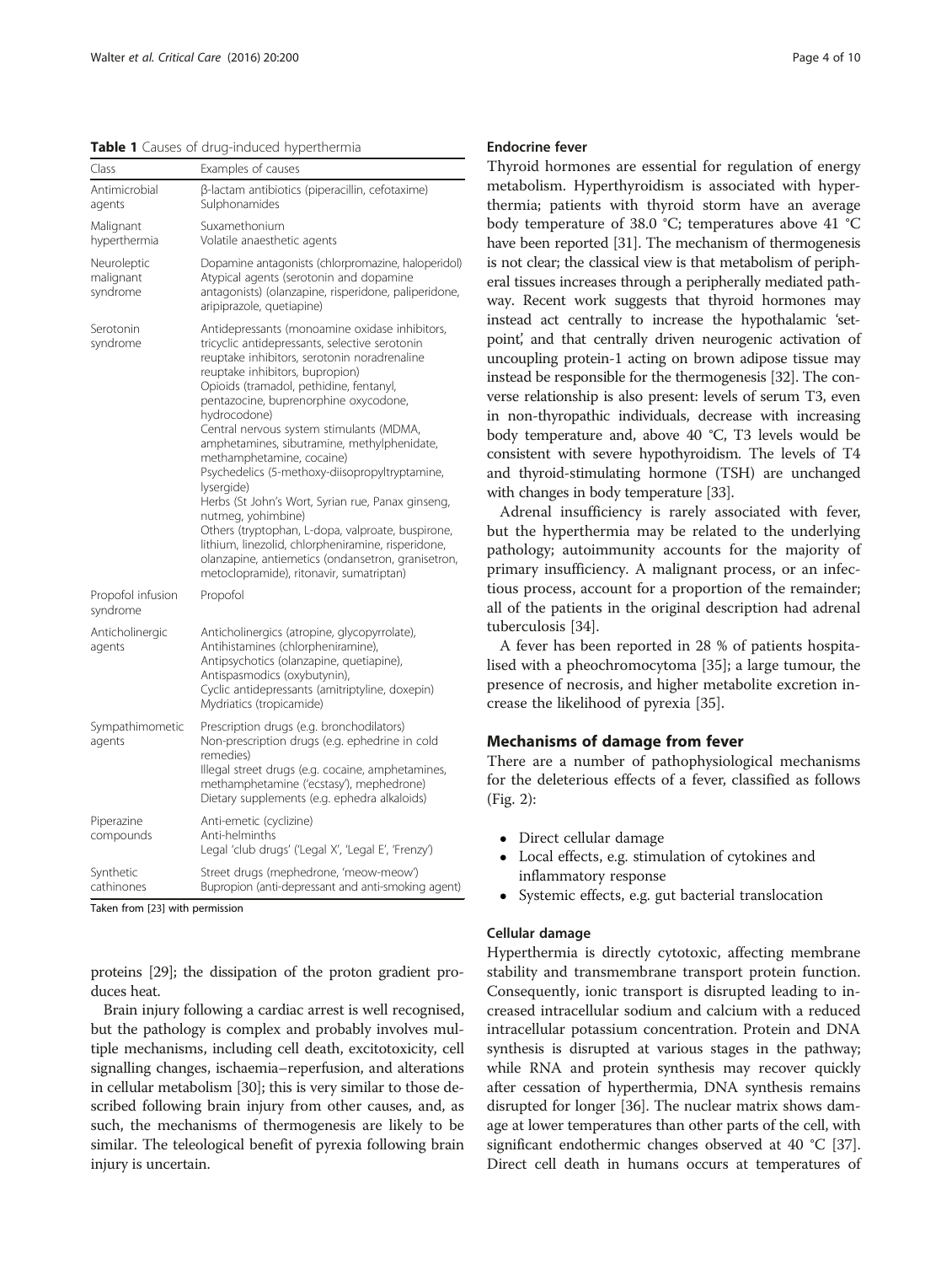**Table 1** Causes of drug-induced hyperthermia

| Class | Examples of causes |
|---|---|
| Antimicrobial agents | β-lactam antibiotics (piperacillin, cefotaxime) Sulphonamides |
| Malignant hyperthermia | Suxamethonium Volatile anaesthetic agents |
| Neuroleptic malignant syndrome | Dopamine antagonists (chlorpromazine, haloperidol) Atypical agents (serotonin and dopamine antagonists) (olanzapine, risperidone, paliperidone, aripiprazole, quetiapine) |
| Serotonin syndrome | Antidepressants (monoamine oxidase inhibitors, tricyclic antidepressants, selective serotonin reuptake inhibitors, serotonin noradrenaline reuptake inhibitors, bupropion) Opioids (tramadol, pethidine, fentanyl, pentazocine, buprenorphine oxycodone, hydrocodone) Central nervous system stimulants (MDMA, amphetamines, sibutramine, methylphenidate, methamphetamine, cocaine) Psychedelics (5-methoxy-diisopropyltryptamine, lysergide) Herbs (St John's Wort, Syrian rue, Panax ginseng, nutmeg, yohimbine) Others (tryptophan, L-dopa, valproate, buspirone, lithium, linezolid, chlorpheniramine, risperidone, olanzapine, antiemetics (ondansetron, granisetron, metoclopramide), ritonavir, sumatriptan) |
| Propofol infusion syndrome | Propofol |
| Anticholinergic agents | Anticholinergics (atropine, glycopyrrolate), Antihistamines (chlorpheniramine), Antipsychotics (olanzapine, quetiapine), Antispasmodics (oxybutynin), Cyclic antidepressants (amitriptyline, doxepin) Mydriatics (tropicamide) |
| Sympathimometic agents | Prescription drugs (e.g. bronchodilators) Non-prescription drugs (e.g. ephedrine in cold remedies) Illegal street drugs (e.g. cocaine, amphetamines, methamphetamine ('ecstasy'), mephedrone) Dietary supplements (e.g. ephedra alkaloids) |
| Piperazine compounds | Anti-emetic (cyclizine) Anti-helminths Legal 'club drugs' ('Legal X', 'Legal E', 'Frenzy') |
| Synthetic cathinones | Street drugs (mephedrone, 'meow-meow') Bupropion (anti-depressant and anti-smoking agent) |

Taken from [23] with permission

proteins [29]; the dissipation of the proton gradient produces heat.

Brain injury following a cardiac arrest is well recognised, but the pathology is complex and probably involves multiple mechanisms, including cell death, excitotoxicity, cell signalling changes, ischaemia–reperfusion, and alterations in cellular metabolism [30]; this is very similar to those described following brain injury from other causes, and, as such, the mechanisms of thermogenesis are likely to be similar. The teleological benefit of pyrexia following brain injury is uncertain.

### Endocrine fever

Thyroid hormones are essential for regulation of energy metabolism. Hyperthyroidism is associated with hyperthermia; patients with thyroid storm have an average body temperature of 38.0 °C; temperatures above 41 °C have been reported [31]. The mechanism of thermogenesis is not clear; the classical view is that metabolism of peripheral tissues increases through a peripherally mediated pathway. Recent work suggests that thyroid hormones may instead act centrally to increase the hypothalamic 'set-point', and that centrally driven neurogenic activation of uncoupling protein-1 acting on brown adipose tissue may instead be responsible for the thermogenesis [32]. The converse relationship is also present: levels of serum T3, even in non-thyropathic individuals, decrease with increasing body temperature and, above 40 °C, T3 levels would be consistent with severe hypothyroidism. The levels of T4 and thyroid-stimulating hormone (TSH) are unchanged with changes in body temperature [33].

Adrenal insufficiency is rarely associated with fever, but the hyperthermia may be related to the underlying pathology; autoimmunity accounts for the majority of primary insufficiency. A malignant process, or an infectious process, account for a proportion of the remainder; all of the patients in the original description had adrenal tuberculosis [34].

A fever has been reported in 28 % of patients hospitalised with a pheochromocytoma [35]; a large tumour, the presence of necrosis, and higher metabolite excretion increase the likelihood of pyrexia [35].

## Mechanisms of damage from fever

There are a number of pathophysiological mechanisms for the deleterious effects of a fever, classified as follows (Fig. 2):

- Direct cellular damage
- Local effects, e.g. stimulation of cytokines and inflammatory response
- Systemic effects, e.g. gut bacterial translocation

### Cellular damage

Hyperthermia is directly cytotoxic, affecting membrane stability and transmembrane transport protein function. Consequently, ionic transport is disrupted leading to increased intracellular sodium and calcium with a reduced intracellular potassium concentration. Protein and DNA synthesis is disrupted at various stages in the pathway; while RNA and protein synthesis may recover quickly after cessation of hyperthermia, DNA synthesis remains disrupted for longer [36]. The nuclear matrix shows damage at lower temperatures than other parts of the cell, with significant endothermic changes observed at 40 °C [37]. Direct cell death in humans occurs at temperatures of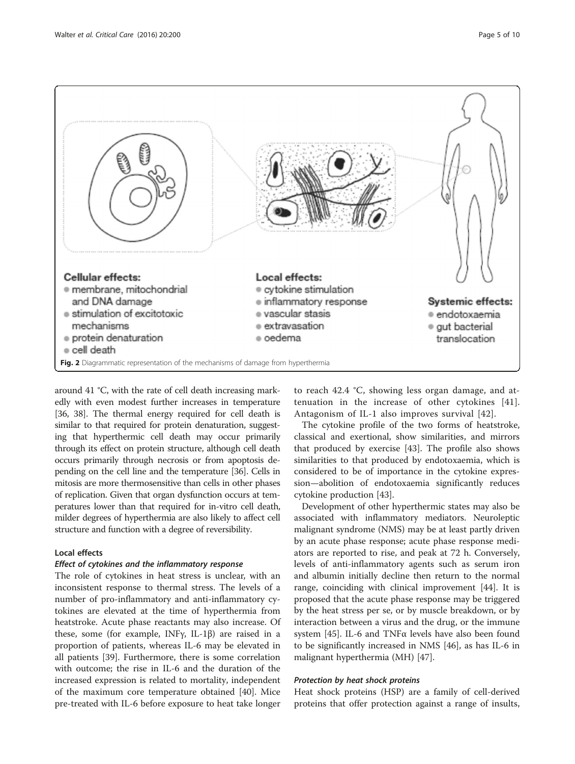Cellular effects:
- membrane, mitochondrial and DNA damage
- stimulation of excitotoxic mechanisms
- protein denaturation
- cell death

Local effects:
- cytokine stimulation
- inflammatory response
- vascular stasis
- extravasation
- oedema

Systemic effects:
- endotoxaemia
- gut bacterial translocation

**Fig. 2** Diagrammatic representation of the mechanisms of damage from hyperthermia

around 41 °C, with the rate of cell death increasing markedly with even modest further increases in temperature [36, 38]. The thermal energy required for cell death is similar to that required for protein denaturation, suggesting that hyperthermic cell death may occur primarily through its effect on protein structure, although cell death occurs primarily through necrosis or from apoptosis depending on the cell line and the temperature [36]. Cells in mitosis are more thermosensitive than cells in other phases of replication. Given that organ dysfunction occurs at temperatures lower than that required for in-vitro cell death, milder degrees of hyperthermia are also likely to affect cell structure and function with a degree of reversibility.

### Local effects

#### *Effect of cytokines and the inflammatory response*

The role of cytokines in heat stress is unclear, with an inconsistent response to thermal stress. The levels of a number of pro-inflammatory and anti-inflammatory cytokines are elevated at the time of hyperthermia from heatstroke. Acute phase reactants may also increase. Of these, some (for example, INFγ, IL-1β) are raised in a proportion of patients, whereas IL-6 may be elevated in all patients [39]. Furthermore, there is some correlation with outcome; the rise in IL-6 and the duration of the increased expression is related to mortality, independent of the maximum core temperature obtained [40]. Mice pre-treated with IL-6 before exposure to heat take longer to reach 42.4 °C, showing less organ damage, and attenuation in the increase of other cytokines [41]. Antagonism of IL-1 also improves survival [42].

The cytokine profile of the two forms of heatstroke, classical and exertional, show similarities, and mirrors that produced by exercise [43]. The profile also shows similarities to that produced by endotoxaemia, which is considered to be of importance in the cytokine expression—abolition of endotoxaemia significantly reduces cytokine production [43].

Development of other hyperthermic states may also be associated with inflammatory mediators. Neuroleptic malignant syndrome (NMS) may be at least partly driven by an acute phase response; acute phase response mediators are reported to rise, and peak at 72 h. Conversely, levels of anti-inflammatory agents such as serum iron and albumin initially decline then return to the normal range, coinciding with clinical improvement [44]. It is proposed that the acute phase response may be triggered by the heat stress per se, or by muscle breakdown, or by interaction between a virus and the drug, or the immune system [45]. IL-6 and TNFα levels have also been found to be significantly increased in NMS [46], as has IL-6 in malignant hyperthermia (MH) [47].

#### *Protection by heat shock proteins*

Heat shock proteins (HSP) are a family of cell-derived proteins that offer protection against a range of insults,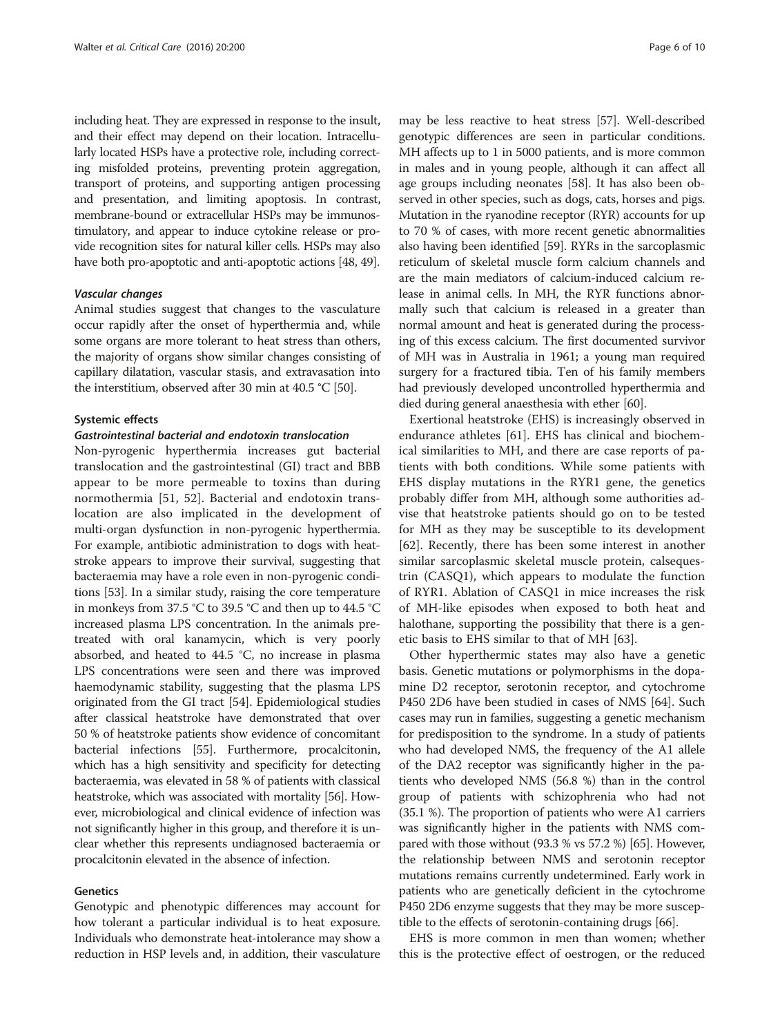including heat. They are expressed in response to the insult, and their effect may depend on their location. Intracellularly located HSPs have a protective role, including correcting misfolded proteins, preventing protein aggregation, transport of proteins, and supporting antigen processing and presentation, and limiting apoptosis. In contrast, membrane-bound or extracellular HSPs may be immunostimulatory, and appear to induce cytokine release or provide recognition sites for natural killer cells. HSPs may also have both pro-apoptotic and anti-apoptotic actions [48, 49].

#### *Vascular changes*

Animal studies suggest that changes to the vasculature occur rapidly after the onset of hyperthermia and, while some organs are more tolerant to heat stress than others, the majority of organs show similar changes consisting of capillary dilatation, vascular stasis, and extravasation into the interstitium, observed after 30 min at 40.5 °C [50].

### Systemic effects

#### *Gastrointestinal bacterial and endotoxin translocation*

Non-pyrogenic hyperthermia increases gut bacterial translocation and the gastrointestinal (GI) tract and BBB appear to be more permeable to toxins than during normothermia [51, 52]. Bacterial and endotoxin translocation are also implicated in the development of multi-organ dysfunction in non-pyrogenic hyperthermia. For example, antibiotic administration to dogs with heatstroke appears to improve their survival, suggesting that bacteraemia may have a role even in non-pyrogenic conditions [53]. In a similar study, raising the core temperature in monkeys from 37.5 °C to 39.5 °C and then up to 44.5 °C increased plasma LPS concentration. In the animals pretreated with oral kanamycin, which is very poorly absorbed, and heated to 44.5 °C, no increase in plasma LPS concentrations were seen and there was improved haemodynamic stability, suggesting that the plasma LPS originated from the GI tract [54]. Epidemiological studies after classical heatstroke have demonstrated that over 50 % of heatstroke patients show evidence of concomitant bacterial infections [55]. Furthermore, procalcitonin, which has a high sensitivity and specificity for detecting bacteraemia, was elevated in 58 % of patients with classical heatstroke, which was associated with mortality [56]. However, microbiological and clinical evidence of infection was not significantly higher in this group, and therefore it is unclear whether this represents undiagnosed bacteraemia or procalcitonin elevated in the absence of infection.

### Genetics

Genotypic and phenotypic differences may account for how tolerant a particular individual is to heat exposure. Individuals who demonstrate heat-intolerance may show a reduction in HSP levels and, in addition, their vasculature may be less reactive to heat stress [57]. Well-described genotypic differences are seen in particular conditions. MH affects up to 1 in 5000 patients, and is more common in males and in young people, although it can affect all age groups including neonates [58]. It has also been observed in other species, such as dogs, cats, horses and pigs. Mutation in the ryanodine receptor (RYR) accounts for up to 70 % of cases, with more recent genetic abnormalities also having been identified [59]. RYRs in the sarcoplasmic reticulum of skeletal muscle form calcium channels and are the main mediators of calcium-induced calcium release in animal cells. In MH, the RYR functions abnormally such that calcium is released in a greater than normal amount and heat is generated during the processing of this excess calcium. The first documented survivor of MH was in Australia in 1961; a young man required surgery for a fractured tibia. Ten of his family members had previously developed uncontrolled hyperthermia and died during general anaesthesia with ether [60].

Exertional heatstroke (EHS) is increasingly observed in endurance athletes [61]. EHS has clinical and biochemical similarities to MH, and there are case reports of patients with both conditions. While some patients with EHS display mutations in the RYR1 gene, the genetics probably differ from MH, although some authorities advise that heatstroke patients should go on to be tested for MH as they may be susceptible to its development [62]. Recently, there has been some interest in another similar sarcoplasmic skeletal muscle protein, calsequestrin (CASQ1), which appears to modulate the function of RYR1. Ablation of CASQ1 in mice increases the risk of MH-like episodes when exposed to both heat and halothane, supporting the possibility that there is a genetic basis to EHS similar to that of MH [63].

Other hyperthermic states may also have a genetic basis. Genetic mutations or polymorphisms in the dopamine D2 receptor, serotonin receptor, and cytochrome P450 2D6 have been studied in cases of NMS [64]. Such cases may run in families, suggesting a genetic mechanism for predisposition to the syndrome. In a study of patients who had developed NMS, the frequency of the A1 allele of the DA2 receptor was significantly higher in the patients who developed NMS (56.8 %) than in the control group of patients with schizophrenia who had not (35.1 %). The proportion of patients who were A1 carriers was significantly higher in the patients with NMS compared with those without (93.3 % vs 57.2 %) [65]. However, the relationship between NMS and serotonin receptor mutations remains currently undetermined. Early work in patients who are genetically deficient in the cytochrome P450 2D6 enzyme suggests that they may be more susceptible to the effects of serotonin-containing drugs [66].

EHS is more common in men than women; whether this is the protective effect of oestrogen, or the reduced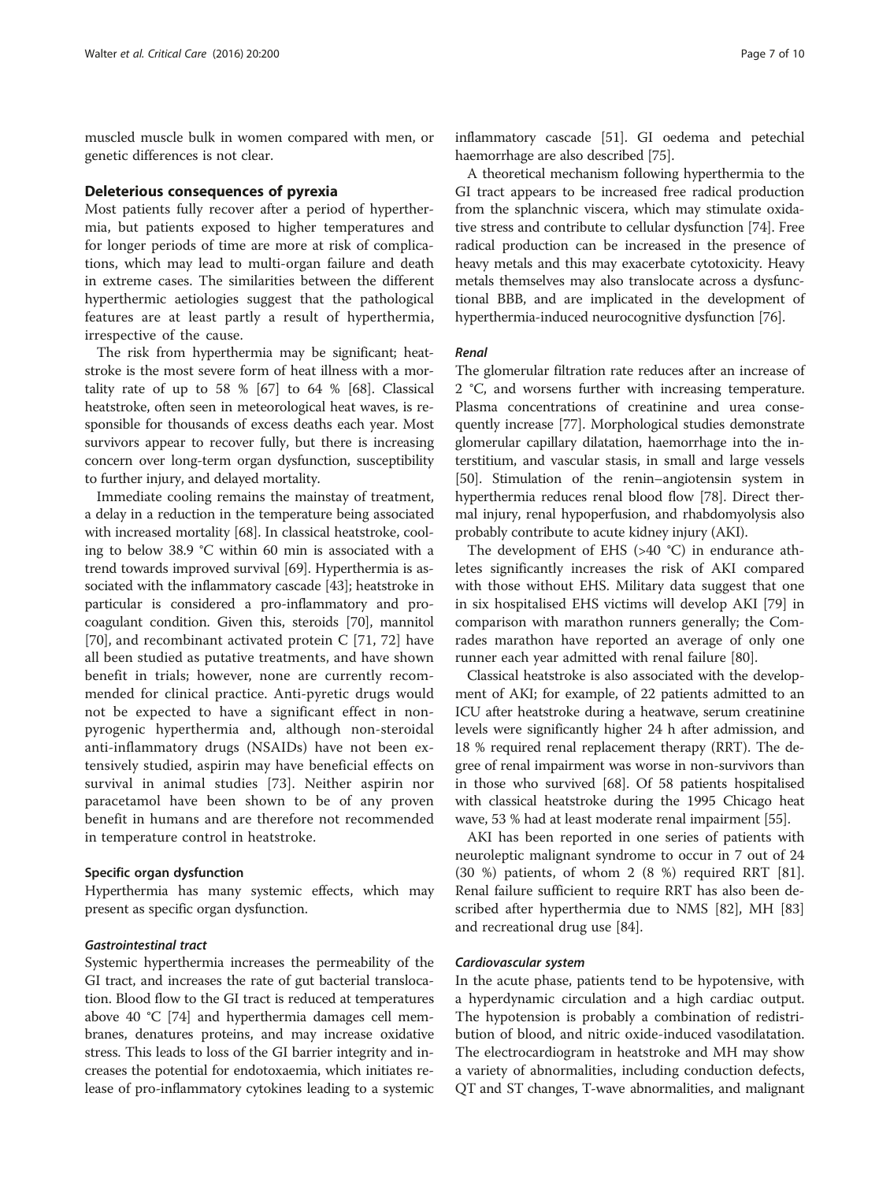muscled muscle bulk in women compared with men, or genetic differences is not clear.

## Deleterious consequences of pyrexia

Most patients fully recover after a period of hyperthermia, but patients exposed to higher temperatures and for longer periods of time are more at risk of complications, which may lead to multi-organ failure and death in extreme cases. The similarities between the different hyperthermic aetiologies suggest that the pathological features are at least partly a result of hyperthermia, irrespective of the cause.

The risk from hyperthermia may be significant; heatstroke is the most severe form of heat illness with a mortality rate of up to 58 % [67] to 64 % [68]. Classical heatstroke, often seen in meteorological heat waves, is responsible for thousands of excess deaths each year. Most survivors appear to recover fully, but there is increasing concern over long-term organ dysfunction, susceptibility to further injury, and delayed mortality.

Immediate cooling remains the mainstay of treatment, a delay in a reduction in the temperature being associated with increased mortality [68]. In classical heatstroke, cooling to below 38.9 °C within 60 min is associated with a trend towards improved survival [69]. Hyperthermia is associated with the inflammatory cascade [43]; heatstroke in particular is considered a pro-inflammatory and procoagulant condition. Given this, steroids [70], mannitol [70], and recombinant activated protein C [71, 72] have all been studied as putative treatments, and have shown benefit in trials; however, none are currently recommended for clinical practice. Anti-pyretic drugs would not be expected to have a significant effect in non-pyrogenic hyperthermia and, although non-steroidal anti-inflammatory drugs (NSAIDs) have not been extensively studied, aspirin may have beneficial effects on survival in animal studies [73]. Neither aspirin nor paracetamol have been shown to be of any proven benefit in humans and are therefore not recommended in temperature control in heatstroke.

### Specific organ dysfunction

Hyperthermia has many systemic effects, which may present as specific organ dysfunction.

#### *Gastrointestinal tract*

Systemic hyperthermia increases the permeability of the GI tract, and increases the rate of gut bacterial translocation. Blood flow to the GI tract is reduced at temperatures above 40 °C [74] and hyperthermia damages cell membranes, denatures proteins, and may increase oxidative stress. This leads to loss of the GI barrier integrity and increases the potential for endotoxaemia, which initiates release of pro-inflammatory cytokines leading to a systemic inflammatory cascade [51]. GI oedema and petechial haemorrhage are also described [75].

A theoretical mechanism following hyperthermia to the GI tract appears to be increased free radical production from the splanchnic viscera, which may stimulate oxidative stress and contribute to cellular dysfunction [74]. Free radical production can be increased in the presence of heavy metals and this may exacerbate cytotoxicity. Heavy metals themselves may also translocate across a dysfunctional BBB, and are implicated in the development of hyperthermia-induced neurocognitive dysfunction [76].

#### *Renal*

The glomerular filtration rate reduces after an increase of 2 °C, and worsens further with increasing temperature. Plasma concentrations of creatinine and urea consequently increase [77]. Morphological studies demonstrate glomerular capillary dilatation, haemorrhage into the interstitium, and vascular stasis, in small and large vessels [50]. Stimulation of the renin–angiotensin system in hyperthermia reduces renal blood flow [78]. Direct thermal injury, renal hypoperfusion, and rhabdomyolysis also probably contribute to acute kidney injury (AKI).

The development of EHS (>40 °C) in endurance athletes significantly increases the risk of AKI compared with those without EHS. Military data suggest that one in six hospitalised EHS victims will develop AKI [79] in comparison with marathon runners generally; the Comrades marathon have reported an average of only one runner each year admitted with renal failure [80].

Classical heatstroke is also associated with the development of AKI; for example, of 22 patients admitted to an ICU after heatstroke during a heatwave, serum creatinine levels were significantly higher 24 h after admission, and 18 % required renal replacement therapy (RRT). The degree of renal impairment was worse in non-survivors than in those who survived [68]. Of 58 patients hospitalised with classical heatstroke during the 1995 Chicago heat wave, 53 % had at least moderate renal impairment [55].

AKI has been reported in one series of patients with neuroleptic malignant syndrome to occur in 7 out of 24 (30 %) patients, of whom 2 (8 %) required RRT [81]. Renal failure sufficient to require RRT has also been described after hyperthermia due to NMS [82], MH [83] and recreational drug use [84].

#### *Cardiovascular system*

In the acute phase, patients tend to be hypotensive, with a hyperdynamic circulation and a high cardiac output. The hypotension is probably a combination of redistribution of blood, and nitric oxide-induced vasodilatation. The electrocardiogram in heatstroke and MH may show a variety of abnormalities, including conduction defects, QT and ST changes, T-wave abnormalities, and malignant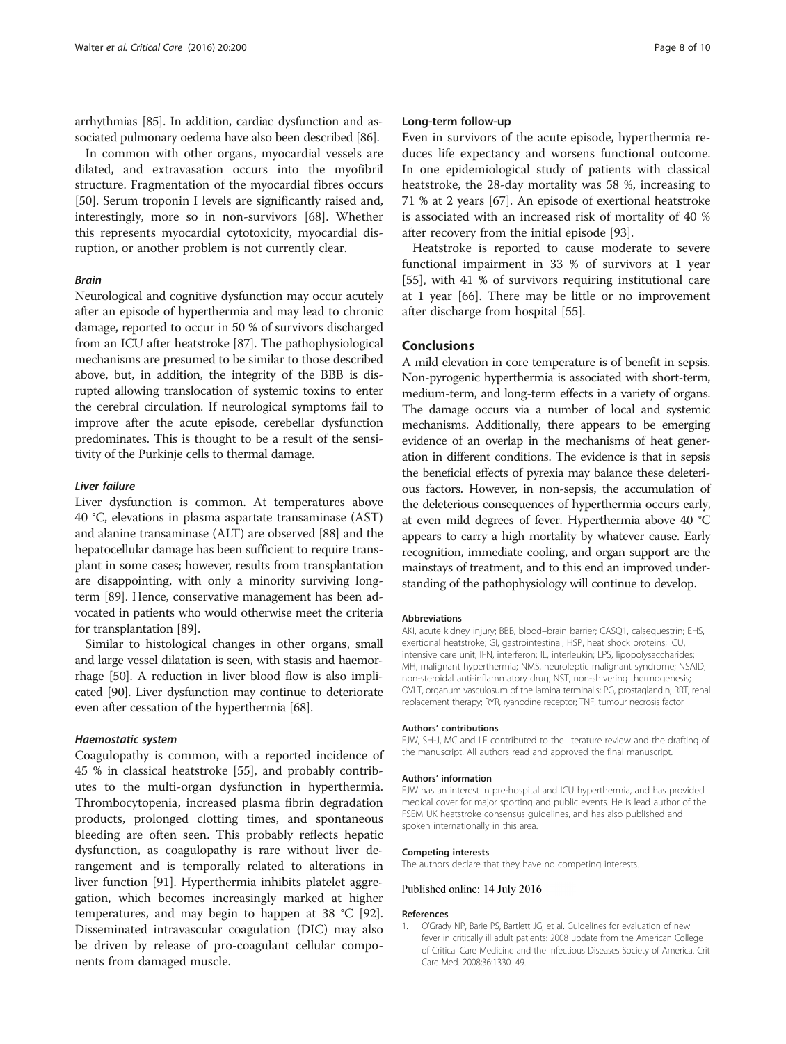arrhythmias [85]. In addition, cardiac dysfunction and associated pulmonary oedema have also been described [86].

In common with other organs, myocardial vessels are dilated, and extravasation occurs into the myofibril structure. Fragmentation of the myocardial fibres occurs [50]. Serum troponin I levels are significantly raised and, interestingly, more so in non-survivors [68]. Whether this represents myocardial cytotoxicity, myocardial disruption, or another problem is not currently clear.

#### *Brain*

Neurological and cognitive dysfunction may occur acutely after an episode of hyperthermia and may lead to chronic damage, reported to occur in 50 % of survivors discharged from an ICU after heatstroke [87]. The pathophysiological mechanisms are presumed to be similar to those described above, but, in addition, the integrity of the BBB is disrupted allowing translocation of systemic toxins to enter the cerebral circulation. If neurological symptoms fail to improve after the acute episode, cerebellar dysfunction predominates. This is thought to be a result of the sensitivity of the Purkinje cells to thermal damage.

#### *Liver failure*

Liver dysfunction is common. At temperatures above 40 °C, elevations in plasma aspartate transaminase (AST) and alanine transaminase (ALT) are observed [88] and the hepatocellular damage has been sufficient to require transplant in some cases; however, results from transplantation are disappointing, with only a minority surviving long-term [89]. Hence, conservative management has been advocated in patients who would otherwise meet the criteria for transplantation [89].

Similar to histological changes in other organs, small and large vessel dilatation is seen, with stasis and haemorrhage [50]. A reduction in liver blood flow is also implicated [90]. Liver dysfunction may continue to deteriorate even after cessation of the hyperthermia [68].

#### *Haemostatic system*

Coagulopathy is common, with a reported incidence of 45 % in classical heatstroke [55], and probably contributes to the multi-organ dysfunction in hyperthermia. Thrombocytopenia, increased plasma fibrin degradation products, prolonged clotting times, and spontaneous bleeding are often seen. This probably reflects hepatic dysfunction, as coagulopathy is rare without liver derangement and is temporally related to alterations in liver function [91]. Hyperthermia inhibits platelet aggregation, which becomes increasingly marked at higher temperatures, and may begin to happen at 38 °C [92]. Disseminated intravascular coagulation (DIC) may also be driven by release of pro-coagulant cellular components from damaged muscle.

### Long-term follow-up

Even in survivors of the acute episode, hyperthermia reduces life expectancy and worsens functional outcome. In one epidemiological study of patients with classical heatstroke, the 28-day mortality was 58 %, increasing to 71 % at 2 years [67]. An episode of exertional heatstroke is associated with an increased risk of mortality of 40 % after recovery from the initial episode [93].

Heatstroke is reported to cause moderate to severe functional impairment in 33 % of survivors at 1 year [55], with 41 % of survivors requiring institutional care at 1 year [66]. There may be little or no improvement after discharge from hospital [55].

## Conclusions

A mild elevation in core temperature is of benefit in sepsis. Non-pyrogenic hyperthermia is associated with short-term, medium-term, and long-term effects in a variety of organs. The damage occurs via a number of local and systemic mechanisms. Additionally, there appears to be emerging evidence of an overlap in the mechanisms of heat generation in different conditions. The evidence is that in sepsis the beneficial effects of pyrexia may balance these deleterious factors. However, in non-sepsis, the accumulation of the deleterious consequences of hyperthermia occurs early, at even mild degrees of fever. Hyperthermia above 40 °C appears to carry a high mortality by whatever cause. Early recognition, immediate cooling, and organ support are the mainstays of treatment, and to this end an improved understanding of the pathophysiology will continue to develop.

#### Abbreviations

AKI, acute kidney injury; BBB, blood–brain barrier; CASQ1, calsequestrin; EHS, exertional heatstroke; GI, gastrointestinal; HSP, heat shock proteins; ICU, intensive care unit; IFN, interferon; IL, interleukin; LPS, lipopolysaccharides; MH, malignant hyperthermia; NMS, neuroleptic malignant syndrome; NSAID, non-steroidal anti-inflammatory drug; NST, non-shivering thermogenesis; OVLT, organum vasculosum of the lamina terminalis; PG, prostaglandin; RRT, renal replacement therapy; RYR, ryanodine receptor; TNF, tumour necrosis factor

#### Authors' contributions

EJW, SH-J, MC and LF contributed to the literature review and the drafting of the manuscript. All authors read and approved the final manuscript.

#### Authors' information

EJW has an interest in pre-hospital and ICU hyperthermia, and has provided medical cover for major sporting and public events. He is lead author of the FSEM UK heatstroke consensus guidelines, and has also published and spoken internationally in this area.

#### Competing interests

The authors declare that they have no competing interests.

Published online: 14 July 2016

#### References

1. O'Grady NP, Barie PS, Bartlett JG, et al. Guidelines for evaluation of new fever in critically ill adult patients: 2008 update from the American College of Critical Care Medicine and the Infectious Diseases Society of America. Crit Care Med. 2008;36:1330–49.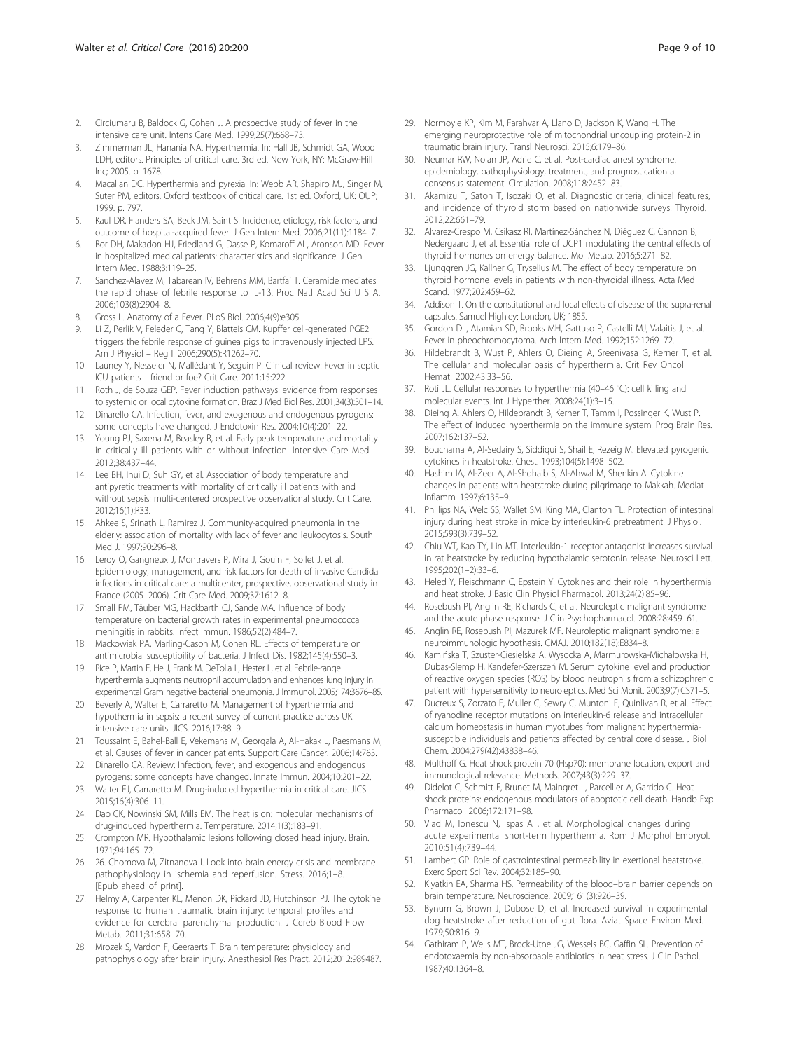2. Circiumaru B, Baldock G, Cohen J. A prospective study of fever in the intensive care unit. Intens Care Med. 1999;25(7):668–73.
3. Zimmerman JL, Hanania NA. Hyperthermia. In: Hall JB, Schmidt GA, Wood LDH, editors. Principles of critical care. 3rd ed. New York, NY: McGraw-Hill Inc; 2005. p. 1678.
4. Macallan DC. Hyperthermia and pyrexia. In: Webb AR, Shapiro MJ, Singer M, Suter PM, editors. Oxford textbook of critical care. 1st ed. Oxford, UK: OUP; 1999. p. 797.
5. Kaul DR, Flanders SA, Beck JM, Saint S. Incidence, etiology, risk factors, and outcome of hospital-acquired fever. J Gen Intern Med. 2006;21(11):1184–7.
6. Bor DH, Makadon HJ, Friedland G, Dasse P, Komaroff AL, Aronson MD. Fever in hospitalized medical patients: characteristics and significance. J Gen Intern Med. 1988;3:119–25.
7. Sanchez-Alavez M, Tabarean IV, Behrens MM, Bartfai T. Ceramide mediates the rapid phase of febrile response to IL-1β. Proc Natl Acad Sci U S A. 2006;103(8):2904–8.
8. Gross L. Anatomy of a Fever. PLoS Biol. 2006;4(9):e305.
9. Li Z, Perlik V, Feleder C, Tang Y, Blatteis CM. Kupffer cell-generated PGE2 triggers the febrile response of guinea pigs to intravenously injected LPS. Am J Physiol – Reg I. 2006;290(5):R1262–70.
10. Launey Y, Nesseler N, Mallédant Y, Seguin P. Clinical review: Fever in septic ICU patients—friend or foe? Crit Care. 2011;15:222.
11. Roth J, de Souza GEP. Fever induction pathways: evidence from responses to systemic or local cytokine formation. Braz J Med Biol Res. 2001;34(3):301–14.
12. Dinarello CA. Infection, fever, and exogenous and endogenous pyrogens: some concepts have changed. J Endotoxin Res. 2004;10(4):201–22.
13. Young PJ, Saxena M, Beasley R, et al. Early peak temperature and mortality in critically ill patients with or without infection. Intensive Care Med. 2012;38:437–44.
14. Lee BH, Inui D, Suh GY, et al. Association of body temperature and antipyretic treatments with mortality of critically ill patients with and without sepsis: multi-centered prospective observational study. Crit Care. 2012;16(1):R33.
15. Ahkee S, Srinath L, Ramirez J. Community-acquired pneumonia in the elderly: association of mortality with lack of fever and leukocytosis. South Med J. 1997;90:296–8.
16. Leroy O, Gangneux J, Montravers P, Mira J, Gouin F, Sollet J, et al. Epidemiology, management, and risk factors for death of invasive Candida infections in critical care: a multicenter, prospective, observational study in France (2005–2006). Crit Care Med. 2009;37:1612–8.
17. Small PM, Täuber MG, Hackbarth CJ, Sande MA. Influence of body temperature on bacterial growth rates in experimental pneumococcal meningitis in rabbits. Infect Immun. 1986;52(2):484–7.
18. Mackowiak PA, Marling-Cason M, Cohen RL. Effects of temperature on antimicrobial susceptibility of bacteria. J Infect Dis. 1982;145(4):550–3.
19. Rice P, Martin E, He J, Frank M, DeTolla L, Hester L, et al. Febrile-range hyperthermia augments neutrophil accumulation and enhances lung injury in experimental Gram negative bacterial pneumonia. J Immunol. 2005;174:3676–85.
20. Beverly A, Walter E, Carraretto M. Management of hyperthermia and hypothermia in sepsis: a recent survey of current practice across UK intensive care units. JICS. 2016;17:88–9.
21. Toussaint E, Bahel-Ball E, Vekemans M, Georgala A, Al-Hakak L, Paesmans M, et al. Causes of fever in cancer patients. Support Care Cancer. 2006;14:763.
22. Dinarello CA. Review: Infection, fever, and exogenous and endogenous pyrogens: some concepts have changed. Innate Immun. 2004;10:201–22.
23. Walter EJ, Carraretto M. Drug-induced hyperthermia in critical care. JICS. 2015;16(4):306–11.
24. Dao CK, Nowinski SM, Mills EM. The heat is on: molecular mechanisms of drug-induced hyperthermia. Temperature. 2014;1(3):183–91.
25. Crompton MR. Hypothalamic lesions following closed head injury. Brain. 1971;94:165–72.
26. 26. Chomova M, Zitnanova I. Look into brain energy crisis and membrane pathophysiology in ischemia and reperfusion. Stress. 2016;1–8. [Epub ahead of print].
27. Helmy A, Carpenter KL, Menon DK, Pickard JD, Hutchinson PJ. The cytokine response to human traumatic brain injury: temporal profiles and evidence for cerebral parenchymal production. J Cereb Blood Flow Metab. 2011;31:658–70.
28. Mrozek S, Vardon F, Geeraerts T. Brain temperature: physiology and pathophysiology after brain injury. Anesthesiol Res Pract. 2012;2012:989487.
29. Normoyle KP, Kim M, Farahvar A, Llano D, Jackson K, Wang H. The emerging neuroprotective role of mitochondrial uncoupling protein-2 in traumatic brain injury. Transl Neurosci. 2015;6:179–86.
30. Neumar RW, Nolan JP, Adrie C, et al. Post-cardiac arrest syndrome. epidemiology, pathophysiology, treatment, and prognostication a consensus statement. Circulation. 2008;118:2452–83.
31. Akamizu T, Satoh T, Isozaki O, et al. Diagnostic criteria, clinical features, and incidence of thyroid storm based on nationwide surveys. Thyroid. 2012;22:661–79.
32. Alvarez-Crespo M, Csikasz RI, Martínez-Sánchez N, Diéguez C, Cannon B, Nedergaard J, et al. Essential role of UCP1 modulating the central effects of thyroid hormones on energy balance. Mol Metab. 2016;5:271–82.
33. Ljunggren JG, Kallner G, Tryselius M. The effect of body temperature on thyroid hormone levels in patients with non-thyroidal illness. Acta Med Scand. 1977;202:459–62.
34. Addison T. On the constitutional and local effects of disease of the supra-renal capsules. Samuel Highley: London, UK; 1855.
35. Gordon DL, Atamian SD, Brooks MH, Gattuso P, Castelli MJ, Valaitis J, et al. Fever in pheochromocytoma. Arch Intern Med. 1992;152:1269–72.
36. Hildebrandt B, Wust P, Ahlers O, Dieing A, Sreenivasa G, Kerner T, et al. The cellular and molecular basis of hyperthermia. Crit Rev Oncol Hemat. 2002;43:33–56.
37. Roti JL. Cellular responses to hyperthermia (40–46 °C): cell killing and molecular events. Int J Hyperther. 2008;24(1):3–15.
38. Dieing A, Ahlers O, Hildebrandt B, Kerner T, Tamm I, Possinger K, Wust P. The effect of induced hyperthermia on the immune system. Prog Brain Res. 2007;162:137–52.
39. Bouchama A, Al-Sedairy S, Siddiqui S, Shail E, Rezeig M. Elevated pyrogenic cytokines in heatstroke. Chest. 1993;104(5):1498–502.
40. Hashim IA, Al-Zeer A, Al-Shohaib S, Al-Ahwal M, Shenkin A. Cytokine changes in patients with heatstroke during pilgrimage to Makkah. Mediat Inflamm. 1997;6:135–9.
41. Phillips NA, Welc SS, Wallet SM, King MA, Clanton TL. Protection of intestinal injury during heat stroke in mice by interleukin-6 pretreatment. J Physiol. 2015;593(3):739–52.
42. Chiu WT, Kao TY, Lin MT. Interleukin-1 receptor antagonist increases survival in rat heatstroke by reducing hypothalamic serotonin release. Neurosci Lett. 1995;202(1–2):33–6.
43. Heled Y, Fleischmann C, Epstein Y. Cytokines and their role in hyperthermia and heat stroke. J Basic Clin Physiol Pharmacol. 2013;24(2):85–96.
44. Rosebush PI, Anglin RE, Richards C, et al. Neuroleptic malignant syndrome and the acute phase response. J Clin Psychopharmacol. 2008;28:459–61.
45. Anglin RE, Rosebush PI, Mazurek MF. Neuroleptic malignant syndrome: a neuroimmunologic hypothesis. CMAJ. 2010;182(18):E834–8.
46. Kamińska T, Szuster-Ciesielska A, Wysocka A, Marmurowska-Michałowska H, Dubas-Slemp H, Kandefer-Szerszeń M. Serum cytokine level and production of reactive oxygen species (ROS) by blood neutrophils from a schizophrenic patient with hypersensitivity to neuroleptics. Med Sci Monit. 2003;9(7):CS71–5.
47. Ducreux S, Zorzato F, Muller C, Sewry C, Muntoni F, Quinlivan R, et al. Effect of ryanodine receptor mutations on interleukin-6 release and intracellular calcium homeostasis in human myotubes from malignant hyperthermia-susceptible individuals and patients affected by central core disease. J Biol Chem. 2004;279(42):43838–46.
48. Multhoff G. Heat shock protein 70 (Hsp70): membrane location, export and immunological relevance. Methods. 2007;43(3):229–37.
49. Didelot C, Schmitt E, Brunet M, Maingret L, Parcellier A, Garrido C. Heat shock proteins: endogenous modulators of apoptotic cell death. Handb Exp Pharmacol. 2006;172:171–98.
50. Vlad M, Ionescu N, Ispas AT, et al. Morphological changes during acute experimental short-term hyperthermia. Rom J Morphol Embryol. 2010;51(4):739–44.
51. Lambert GP. Role of gastrointestinal permeability in exertional heatstroke. Exerc Sport Sci Rev. 2004;32:185–90.
52. Kiyatkin EA, Sharma HS. Permeability of the blood–brain barrier depends on brain temperature. Neuroscience. 2009;161(3):926–39.
53. Bynum G, Brown J, Dubose D, et al. Increased survival in experimental dog heatstroke after reduction of gut flora. Aviat Space Environ Med. 1979;50:816–9.
54. Gathiram P, Wells MT, Brock-Utne JG, Wessels BC, Gaffin SL. Prevention of endotoxaemia by non-absorbable antibiotics in heat stress. J Clin Pathol. 1987;40:1364–8.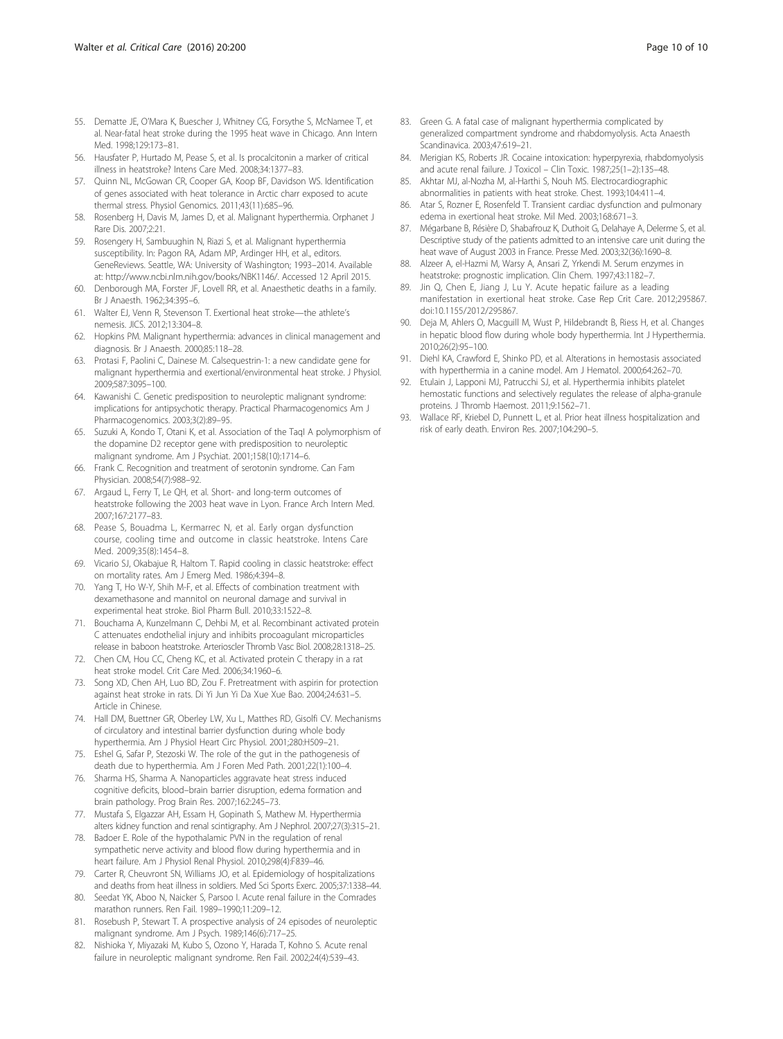55. Dematte JE, O'Mara K, Buescher J, Whitney CG, Forsythe S, McNamee T, et al. Near-fatal heat stroke during the 1995 heat wave in Chicago. Ann Intern Med. 1998;129:173–81.
56. Hausfater P, Hurtado M, Pease S, et al. Is procalcitonin a marker of critical illness in heatstroke? Intens Care Med. 2008;34:1377–83.
57. Quinn NL, McGowan CR, Cooper GA, Koop BF, Davidson WS. Identification of genes associated with heat tolerance in Arctic charr exposed to acute thermal stress. Physiol Genomics. 2011;43(11):685–96.
58. Rosenberg H, Davis M, James D, et al. Malignant hyperthermia. Orphanet J Rare Dis. 2007;2:21.
59. Rosengery H, Sambuughin N, Riazi S, et al. Malignant hyperthermia susceptibility. In: Pagon RA, Adam MP, Ardinger HH, et al., editors. GeneReviews. Seattle, WA: University of Washington; 1993–2014. Available at: http://www.ncbi.nlm.nih.gov/books/NBK1146/. Accessed 12 April 2015.
60. Denborough MA, Forster JF, Lovell RR, et al. Anaesthetic deaths in a family. Br J Anaesth. 1962;34:395–6.
61. Walter EJ, Venn R, Stevenson T. Exertional heat stroke—the athlete's nemesis. JICS. 2012;13:304–8.
62. Hopkins PM. Malignant hyperthermia: advances in clinical management and diagnosis. Br J Anaesth. 2000;85:118–28.
63. Protasi F, Paolini C, Dainese M. Calsequestrin-1: a new candidate gene for malignant hyperthermia and exertional/environmental heat stroke. J Physiol. 2009;587:3095–100.
64. Kawanishi C. Genetic predisposition to neuroleptic malignant syndrome: implications for antipsychotic therapy. Practical Pharmacogenomics Am J Pharmacogenomics. 2003;3(2):89–95.
65. Suzuki A, Kondo T, Otani K, et al. Association of the TaqI A polymorphism of the dopamine D2 receptor gene with predisposition to neuroleptic malignant syndrome. Am J Psychiat. 2001;158(10):1714–6.
66. Frank C. Recognition and treatment of serotonin syndrome. Can Fam Physician. 2008;54(7):988–92.
67. Argaud L, Ferry T, Le QH, et al. Short- and long-term outcomes of heatstroke following the 2003 heat wave in Lyon. France Arch Intern Med. 2007;167:2177–83.
68. Pease S, Bouadma L, Kermarrec N, et al. Early organ dysfunction course, cooling time and outcome in classic heatstroke. Intens Care Med. 2009;35(8):1454–8.
69. Vicario SJ, Okabajue R, Haltom T. Rapid cooling in classic heatstroke: effect on mortality rates. Am J Emerg Med. 1986;4:394–8.
70. Yang T, Ho W-Y, Shih M-F, et al. Effects of combination treatment with dexamethasone and mannitol on neuronal damage and survival in experimental heat stroke. Biol Pharm Bull. 2010;33:1522–8.
71. Bouchama A, Kunzelmann C, Dehbi M, et al. Recombinant activated protein C attenuates endothelial injury and inhibits procoagulant microparticles release in baboon heatstroke. Arterioscler Thromb Vasc Biol. 2008;28:1318–25.
72. Chen CM, Hou CC, Cheng KC, et al. Activated protein C therapy in a rat heat stroke model. Crit Care Med. 2006;34:1960–6.
73. Song XD, Chen AH, Luo BD, Zou F. Pretreatment with aspirin for protection against heat stroke in rats. Di Yi Jun Yi Da Xue Xue Bao. 2004;24:631–5. Article in Chinese.
74. Hall DM, Buettner GR, Oberley LW, Xu L, Matthes RD, Gisolfi CV. Mechanisms of circulatory and intestinal barrier dysfunction during whole body hyperthermia. Am J Physiol Heart Circ Physiol. 2001;280:H509–21.
75. Eshel G, Safar P, Stezoski W. The role of the gut in the pathogenesis of death due to hyperthermia. Am J Foren Med Path. 2001;22(1):100–4.
76. Sharma HS, Sharma A. Nanoparticles aggravate heat stress induced cognitive deficits, blood–brain barrier disruption, edema formation and brain pathology. Prog Brain Res. 2007;162:245–73.
77. Mustafa S, Elgazzar AH, Essam H, Gopinath S, Mathew M. Hyperthermia alters kidney function and renal scintigraphy. Am J Nephrol. 2007;27(3):315–21.
78. Badoer E. Role of the hypothalamic PVN in the regulation of renal sympathetic nerve activity and blood flow during hyperthermia and in heart failure. Am J Physiol Renal Physiol. 2010;298(4):F839–46.
79. Carter R, Cheuvront SN, Williams JO, et al. Epidemiology of hospitalizations and deaths from heat illness in soldiers. Med Sci Sports Exerc. 2005;37:1338–44.
80. Seedat YK, Aboo N, Naicker S, Parsoo I. Acute renal failure in the Comrades marathon runners. Ren Fail. 1989–1990;11:209–12.
81. Rosebush P, Stewart T. A prospective analysis of 24 episodes of neuroleptic malignant syndrome. Am J Psych. 1989;146(6):717–25.
82. Nishioka Y, Miyazaki M, Kubo S, Ozono Y, Harada T, Kohno S. Acute renal failure in neuroleptic malignant syndrome. Ren Fail. 2002;24(4):539–43.
83. Green G. A fatal case of malignant hyperthermia complicated by generalized compartment syndrome and rhabdomyolysis. Acta Anaesth Scandinavica. 2003;47:619–21.
84. Merigian KS, Roberts JR. Cocaine intoxication: hyperpyrexia, rhabdomyolysis and acute renal failure. J Toxicol – Clin Toxic. 1987;25(1–2):135–48.
85. Akhtar MJ, al-Nozha M, al-Harthi S, Nouh MS. Electrocardiographic abnormalities in patients with heat stroke. Chest. 1993;104:411–4.
86. Atar S, Rozner E, Rosenfeld T. Transient cardiac dysfunction and pulmonary edema in exertional heat stroke. Mil Med. 2003;168:671–3.
87. Mégarbane B, Résière D, Shabafrouz K, Duthoit G, Delahaye A, Delerme S, et al. Descriptive study of the patients admitted to an intensive care unit during the heat wave of August 2003 in France. Presse Med. 2003;32(36):1690–8.
88. Alzeer A, el-Hazmi M, Warsy A, Ansari Z, Yrkendi M. Serum enzymes in heatstroke: prognostic implication. Clin Chem. 1997;43:1182–7.
89. Jin Q, Chen E, Jiang J, Lu Y. Acute hepatic failure as a leading manifestation in exertional heat stroke. Case Rep Crit Care. 2012;295867. doi:10.1155/2012/295867.
90. Deja M, Ahlers O, Macguill M, Wust P, Hildebrandt B, Riess H, et al. Changes in hepatic blood flow during whole body hyperthermia. Int J Hyperthermia. 2010;26(2):95–100.
91. Diehl KA, Crawford E, Shinko PD, et al. Alterations in hemostasis associated with hyperthermia in a canine model. Am J Hematol. 2000;64:262–70.
92. Etulain J, Lapponi MJ, Patrucchi SJ, et al. Hyperthermia inhibits platelet hemostatic functions and selectively regulates the release of alpha-granule proteins. J Thromb Haemost. 2011;9:1562–71.
93. Wallace RF, Kriebel D, Punnett L, et al. Prior heat illness hospitalization and risk of early death. Environ Res. 2007;104:290–5.